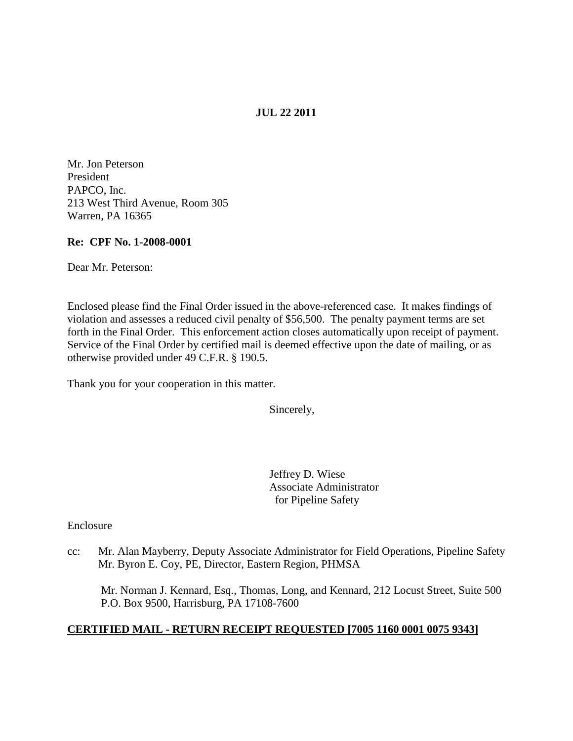**JUL 22 2011**

Mr. Jon Peterson
President
PAPCO, Inc.
213 West Third Avenue, Room 305
Warren, PA 16365

**Re: CPF No. 1-2008-0001**

Dear Mr. Peterson:

Enclosed please find the Final Order issued in the above-referenced case. It makes findings of violation and assesses a reduced civil penalty of $56,500. The penalty payment terms are set forth in the Final Order. This enforcement action closes automatically upon receipt of payment. Service of the Final Order by certified mail is deemed effective upon the date of mailing, or as otherwise provided under 49 C.F.R. § 190.5.

Thank you for your cooperation in this matter.

Sincerely,

Jeffrey D. Wiese
Associate Administrator
for Pipeline Safety

Enclosure

cc: Mr. Alan Mayberry, Deputy Associate Administrator for Field Operations, Pipeline Safety
Mr. Byron E. Coy, PE, Director, Eastern Region, PHMSA

Mr. Norman J. Kennard, Esq., Thomas, Long, and Kennard, 212 Locust Street, Suite 500
P.O. Box 9500, Harrisburg, PA 17108-7600

**CERTIFIED MAIL - RETURN RECEIPT REQUESTED [7005 1160 0001 0075 9343]**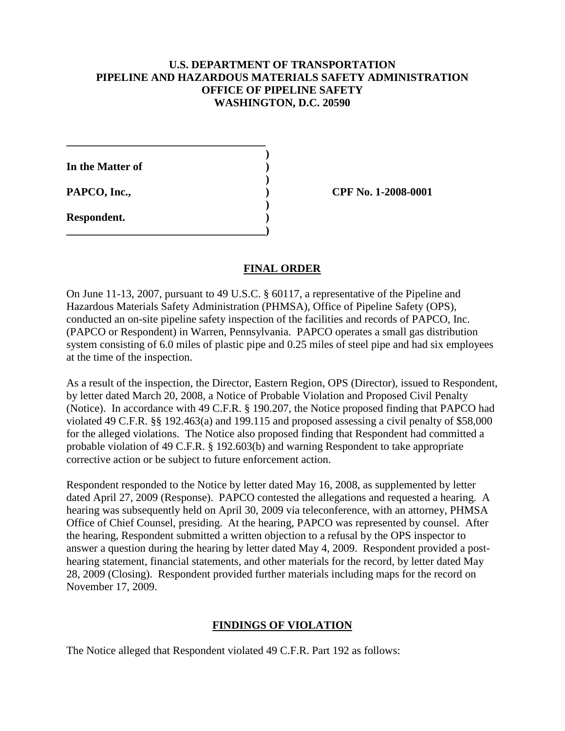**U.S. DEPARTMENT OF TRANSPORTATION**
**PIPELINE AND HAZARDOUS MATERIALS SAFETY ADMINISTRATION**
**OFFICE OF PIPELINE SAFETY**
**WASHINGTON, D.C. 20590**

| | | |
|---|---|---|
| **In the Matter of** | **)** | |
| | **)** | |
| **PAPCO, Inc.,** | **)** | **CPF No. 1-2008-0001** |
| | **)** | |
| **Respondent.** | **)** | |

## FINAL ORDER

On June 11-13, 2007, pursuant to 49 U.S.C. § 60117, a representative of the Pipeline and Hazardous Materials Safety Administration (PHMSA), Office of Pipeline Safety (OPS), conducted an on-site pipeline safety inspection of the facilities and records of PAPCO, Inc. (PAPCO or Respondent) in Warren, Pennsylvania. PAPCO operates a small gas distribution system consisting of 6.0 miles of plastic pipe and 0.25 miles of steel pipe and had six employees at the time of the inspection.

As a result of the inspection, the Director, Eastern Region, OPS (Director), issued to Respondent, by letter dated March 20, 2008, a Notice of Probable Violation and Proposed Civil Penalty (Notice). In accordance with 49 C.F.R. § 190.207, the Notice proposed finding that PAPCO had violated 49 C.F.R. §§ 192.463(a) and 199.115 and proposed assessing a civil penalty of $58,000 for the alleged violations. The Notice also proposed finding that Respondent had committed a probable violation of 49 C.F.R. § 192.603(b) and warning Respondent to take appropriate corrective action or be subject to future enforcement action.

Respondent responded to the Notice by letter dated May 16, 2008, as supplemented by letter dated April 27, 2009 (Response). PAPCO contested the allegations and requested a hearing. A hearing was subsequently held on April 30, 2009 via teleconference, with an attorney, PHMSA Office of Chief Counsel, presiding. At the hearing, PAPCO was represented by counsel. After the hearing, Respondent submitted a written objection to a refusal by the OPS inspector to answer a question during the hearing by letter dated May 4, 2009. Respondent provided a post-hearing statement, financial statements, and other materials for the record, by letter dated May 28, 2009 (Closing). Respondent provided further materials including maps for the record on November 17, 2009.

## FINDINGS OF VIOLATION

The Notice alleged that Respondent violated 49 C.F.R. Part 192 as follows: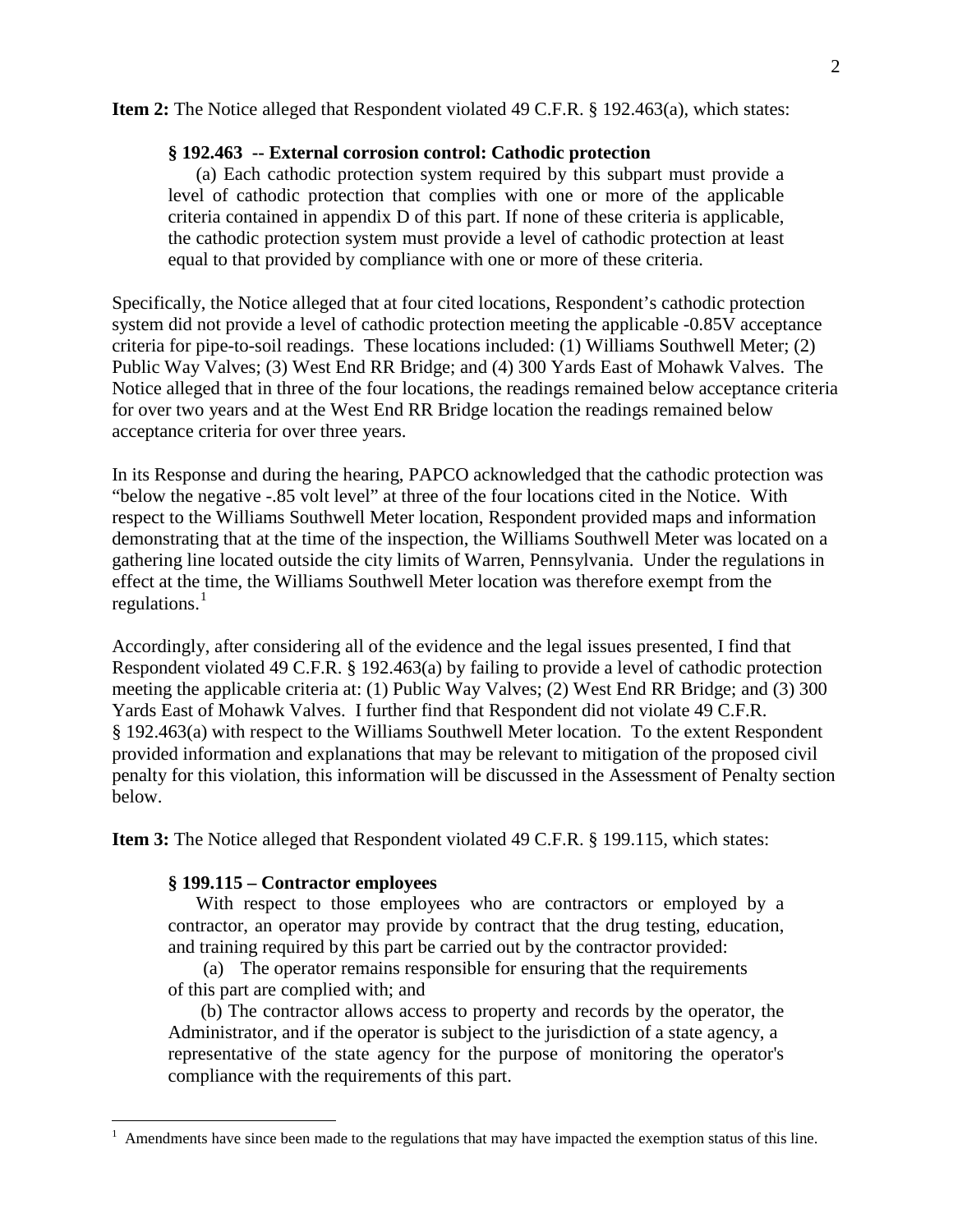**Item 2:** The Notice alleged that Respondent violated 49 C.F.R. § 192.463(a), which states:

> **§ 192.463 -- External corrosion control: Cathodic protection**
>
> (a) Each cathodic protection system required by this subpart must provide a level of cathodic protection that complies with one or more of the applicable criteria contained in appendix D of this part. If none of these criteria is applicable, the cathodic protection system must provide a level of cathodic protection at least equal to that provided by compliance with one or more of these criteria.

Specifically, the Notice alleged that at four cited locations, Respondent's cathodic protection system did not provide a level of cathodic protection meeting the applicable -0.85V acceptance criteria for pipe-to-soil readings. These locations included: (1) Williams Southwell Meter; (2) Public Way Valves; (3) West End RR Bridge; and (4) 300 Yards East of Mohawk Valves. The Notice alleged that in three of the four locations, the readings remained below acceptance criteria for over two years and at the West End RR Bridge location the readings remained below acceptance criteria for over three years.

In its Response and during the hearing, PAPCO acknowledged that the cathodic protection was "below the negative -.85 volt level" at three of the four locations cited in the Notice. With respect to the Williams Southwell Meter location, Respondent provided maps and information demonstrating that at the time of the inspection, the Williams Southwell Meter was located on a gathering line located outside the city limits of Warren, Pennsylvania. Under the regulations in effect at the time, the Williams Southwell Meter location was therefore exempt from the regulations.[1]

Accordingly, after considering all of the evidence and the legal issues presented, I find that Respondent violated 49 C.F.R. § 192.463(a) by failing to provide a level of cathodic protection meeting the applicable criteria at: (1) Public Way Valves; (2) West End RR Bridge; and (3) 300 Yards East of Mohawk Valves. I further find that Respondent did not violate 49 C.F.R. § 192.463(a) with respect to the Williams Southwell Meter location. To the extent Respondent provided information and explanations that may be relevant to mitigation of the proposed civil penalty for this violation, this information will be discussed in the Assessment of Penalty section below.

**Item 3:** The Notice alleged that Respondent violated 49 C.F.R. § 199.115, which states:

> **§ 199.115 – Contractor employees**
>
> With respect to those employees who are contractors or employed by a contractor, an operator may provide by contract that the drug testing, education, and training required by this part be carried out by the contractor provided:
>
> (a) The operator remains responsible for ensuring that the requirements of this part are complied with; and
>
> (b) The contractor allows access to property and records by the operator, the Administrator, and if the operator is subject to the jurisdiction of a state agency, a representative of the state agency for the purpose of monitoring the operator's compliance with the requirements of this part.

---

[1] Amendments have since been made to the regulations that may have impacted the exemption status of this line.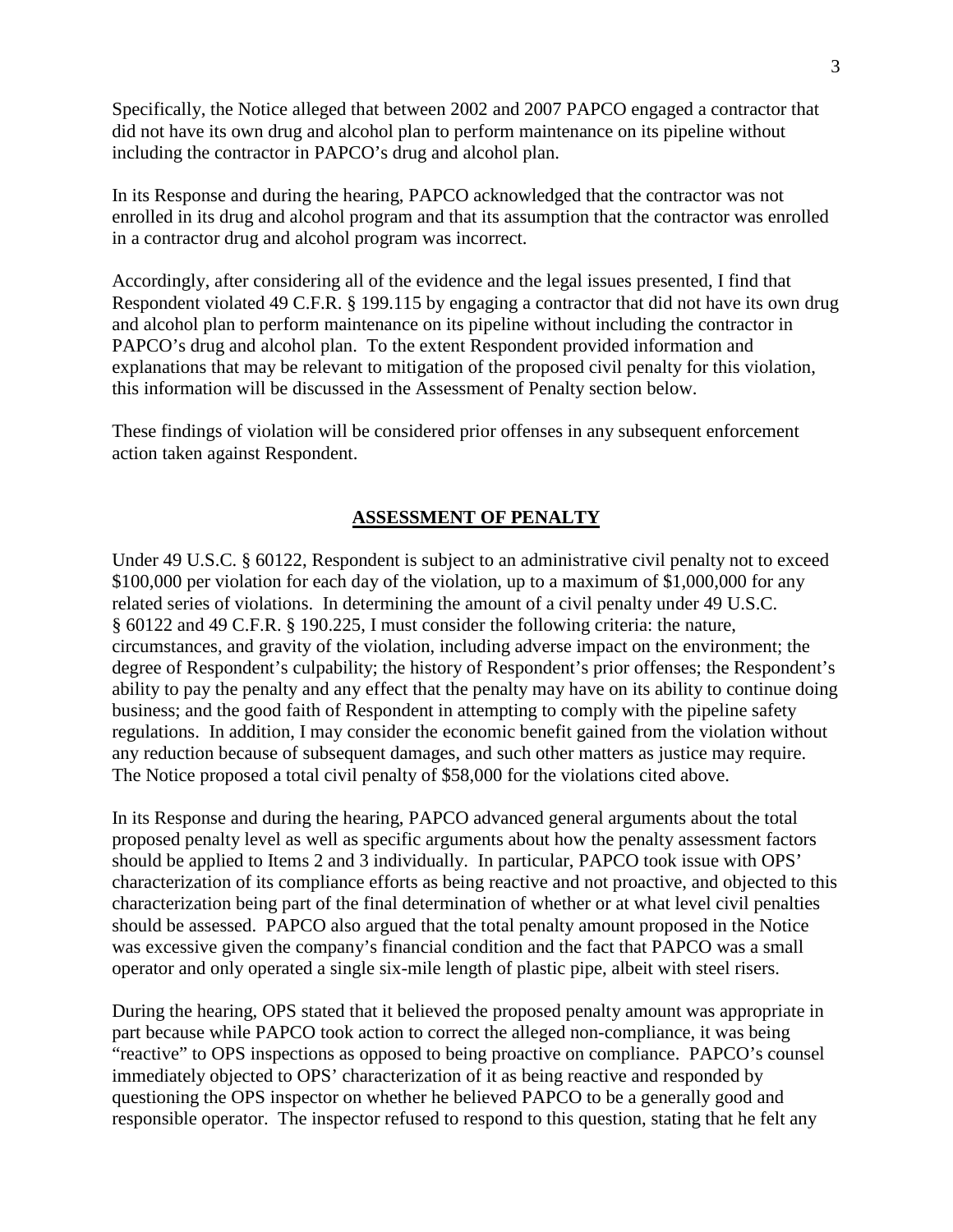Specifically, the Notice alleged that between 2002 and 2007 PAPCO engaged a contractor that did not have its own drug and alcohol plan to perform maintenance on its pipeline without including the contractor in PAPCO's drug and alcohol plan.

In its Response and during the hearing, PAPCO acknowledged that the contractor was not enrolled in its drug and alcohol program and that its assumption that the contractor was enrolled in a contractor drug and alcohol program was incorrect.

Accordingly, after considering all of the evidence and the legal issues presented, I find that Respondent violated 49 C.F.R. § 199.115 by engaging a contractor that did not have its own drug and alcohol plan to perform maintenance on its pipeline without including the contractor in PAPCO's drug and alcohol plan. To the extent Respondent provided information and explanations that may be relevant to mitigation of the proposed civil penalty for this violation, this information will be discussed in the Assessment of Penalty section below.

These findings of violation will be considered prior offenses in any subsequent enforcement action taken against Respondent.

## ASSESSMENT OF PENALTY

Under 49 U.S.C. § 60122, Respondent is subject to an administrative civil penalty not to exceed $100,000 per violation for each day of the violation, up to a maximum of $1,000,000 for any related series of violations. In determining the amount of a civil penalty under 49 U.S.C. § 60122 and 49 C.F.R. § 190.225, I must consider the following criteria: the nature, circumstances, and gravity of the violation, including adverse impact on the environment; the degree of Respondent's culpability; the history of Respondent's prior offenses; the Respondent's ability to pay the penalty and any effect that the penalty may have on its ability to continue doing business; and the good faith of Respondent in attempting to comply with the pipeline safety regulations. In addition, I may consider the economic benefit gained from the violation without any reduction because of subsequent damages, and such other matters as justice may require. The Notice proposed a total civil penalty of $58,000 for the violations cited above.

In its Response and during the hearing, PAPCO advanced general arguments about the total proposed penalty level as well as specific arguments about how the penalty assessment factors should be applied to Items 2 and 3 individually. In particular, PAPCO took issue with OPS' characterization of its compliance efforts as being reactive and not proactive, and objected to this characterization being part of the final determination of whether or at what level civil penalties should be assessed. PAPCO also argued that the total penalty amount proposed in the Notice was excessive given the company's financial condition and the fact that PAPCO was a small operator and only operated a single six-mile length of plastic pipe, albeit with steel risers.

During the hearing, OPS stated that it believed the proposed penalty amount was appropriate in part because while PAPCO took action to correct the alleged non-compliance, it was being "reactive" to OPS inspections as opposed to being proactive on compliance. PAPCO's counsel immediately objected to OPS' characterization of it as being reactive and responded by questioning the OPS inspector on whether he believed PAPCO to be a generally good and responsible operator. The inspector refused to respond to this question, stating that he felt any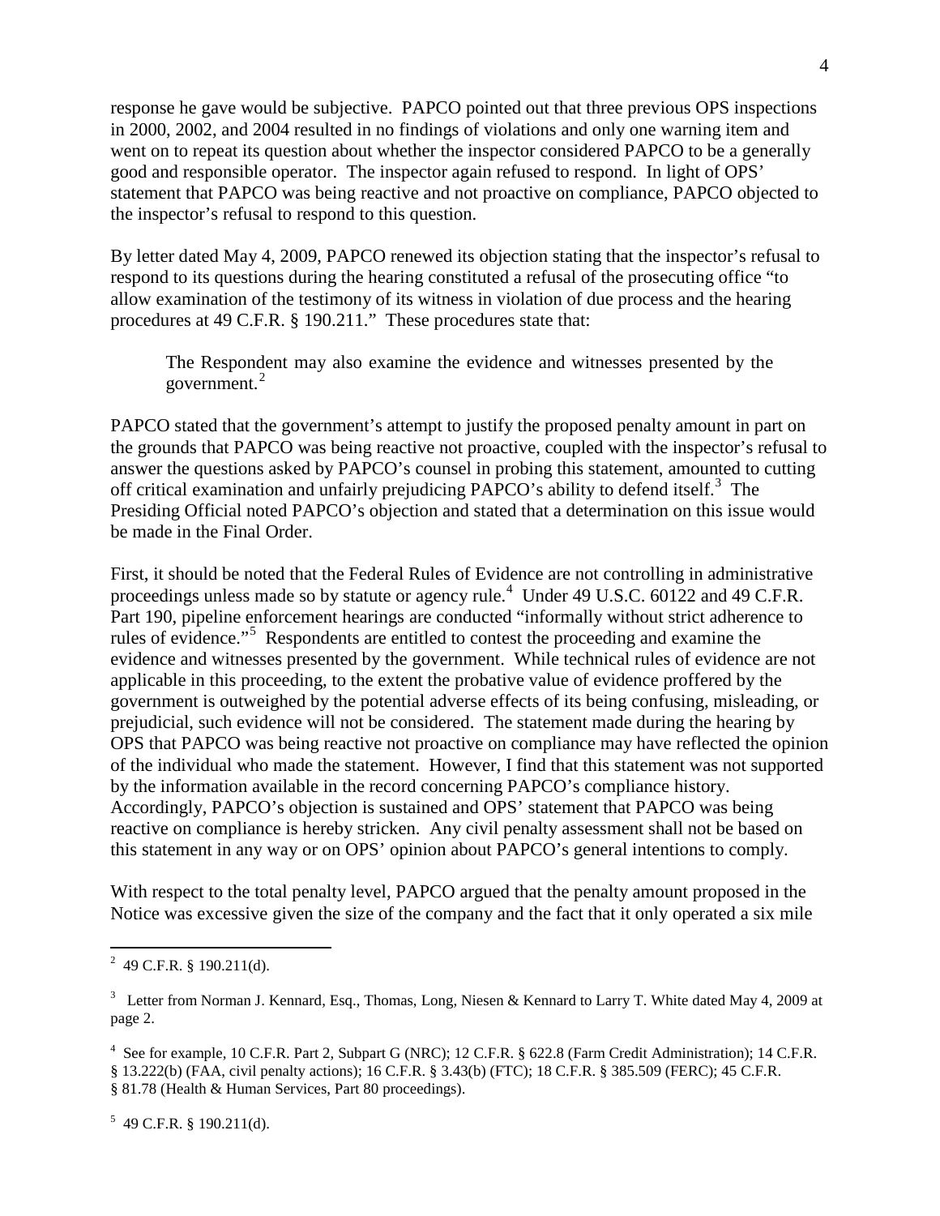response he gave would be subjective. PAPCO pointed out that three previous OPS inspections in 2000, 2002, and 2004 resulted in no findings of violations and only one warning item and went on to repeat its question about whether the inspector considered PAPCO to be a generally good and responsible operator. The inspector again refused to respond. In light of OPS' statement that PAPCO was being reactive and not proactive on compliance, PAPCO objected to the inspector's refusal to respond to this question.

By letter dated May 4, 2009, PAPCO renewed its objection stating that the inspector's refusal to respond to its questions during the hearing constituted a refusal of the prosecuting office "to allow examination of the testimony of its witness in violation of due process and the hearing procedures at 49 C.F.R. § 190.211." These procedures state that:

> The Respondent may also examine the evidence and witnesses presented by the government.[2]

PAPCO stated that the government's attempt to justify the proposed penalty amount in part on the grounds that PAPCO was being reactive not proactive, coupled with the inspector's refusal to answer the questions asked by PAPCO's counsel in probing this statement, amounted to cutting off critical examination and unfairly prejudicing PAPCO's ability to defend itself.[3] The Presiding Official noted PAPCO's objection and stated that a determination on this issue would be made in the Final Order.

First, it should be noted that the Federal Rules of Evidence are not controlling in administrative proceedings unless made so by statute or agency rule.[4] Under 49 U.S.C. 60122 and 49 C.F.R. Part 190, pipeline enforcement hearings are conducted "informally without strict adherence to rules of evidence."[5] Respondents are entitled to contest the proceeding and examine the evidence and witnesses presented by the government. While technical rules of evidence are not applicable in this proceeding, to the extent the probative value of evidence proffered by the government is outweighed by the potential adverse effects of its being confusing, misleading, or prejudicial, such evidence will not be considered. The statement made during the hearing by OPS that PAPCO was being reactive not proactive on compliance may have reflected the opinion of the individual who made the statement. However, I find that this statement was not supported by the information available in the record concerning PAPCO's compliance history. Accordingly, PAPCO's objection is sustained and OPS' statement that PAPCO was being reactive on compliance is hereby stricken. Any civil penalty assessment shall not be based on this statement in any way or on OPS' opinion about PAPCO's general intentions to comply.

With respect to the total penalty level, PAPCO argued that the penalty amount proposed in the Notice was excessive given the size of the company and the fact that it only operated a six mile

---

[2] 49 C.F.R. § 190.211(d).

[3] Letter from Norman J. Kennard, Esq., Thomas, Long, Niesen & Kennard to Larry T. White dated May 4, 2009 at page 2.

[4] See for example, 10 C.F.R. Part 2, Subpart G (NRC); 12 C.F.R. § 622.8 (Farm Credit Administration); 14 C.F.R. § 13.222(b) (FAA, civil penalty actions); 16 C.F.R. § 3.43(b) (FTC); 18 C.F.R. § 385.509 (FERC); 45 C.F.R. § 81.78 (Health & Human Services, Part 80 proceedings).

[5] 49 C.F.R. § 190.211(d).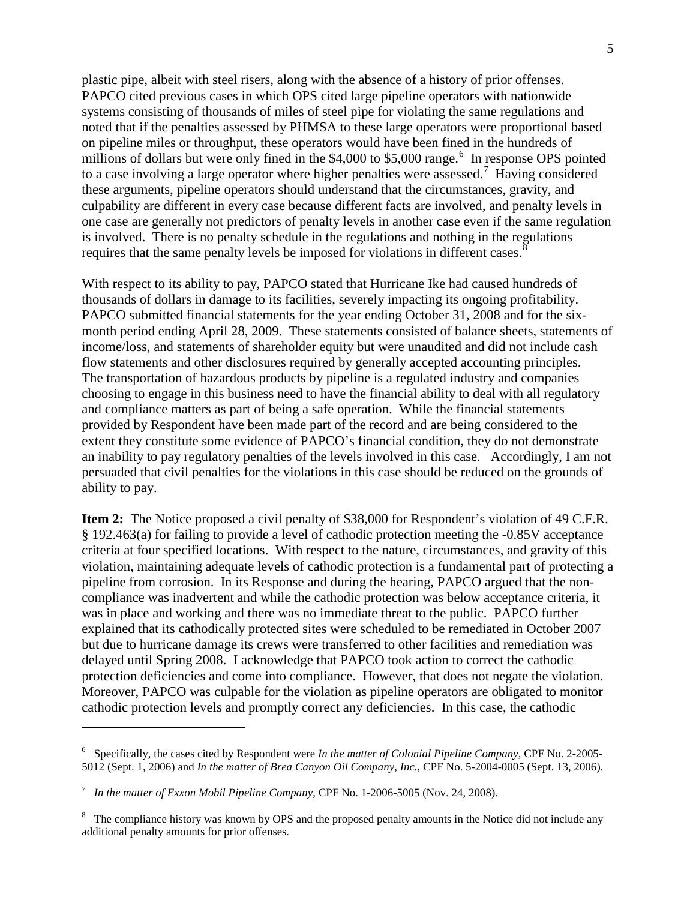plastic pipe, albeit with steel risers, along with the absence of a history of prior offenses. PAPCO cited previous cases in which OPS cited large pipeline operators with nationwide systems consisting of thousands of miles of steel pipe for violating the same regulations and noted that if the penalties assessed by PHMSA to these large operators were proportional based on pipeline miles or throughput, these operators would have been fined in the hundreds of millions of dollars but were only fined in the \$4,000 to \$5,000 range.[6] In response OPS pointed to a case involving a large operator where higher penalties were assessed.[7] Having considered these arguments, pipeline operators should understand that the circumstances, gravity, and culpability are different in every case because different facts are involved, and penalty levels in one case are generally not predictors of penalty levels in another case even if the same regulation is involved. There is no penalty schedule in the regulations and nothing in the regulations requires that the same penalty levels be imposed for violations in different cases.[8]

With respect to its ability to pay, PAPCO stated that Hurricane Ike had caused hundreds of thousands of dollars in damage to its facilities, severely impacting its ongoing profitability. PAPCO submitted financial statements for the year ending October 31, 2008 and for the six-month period ending April 28, 2009. These statements consisted of balance sheets, statements of income/loss, and statements of shareholder equity but were unaudited and did not include cash flow statements and other disclosures required by generally accepted accounting principles. The transportation of hazardous products by pipeline is a regulated industry and companies choosing to engage in this business need to have the financial ability to deal with all regulatory and compliance matters as part of being a safe operation. While the financial statements provided by Respondent have been made part of the record and are being considered to the extent they constitute some evidence of PAPCO's financial condition, they do not demonstrate an inability to pay regulatory penalties of the levels involved in this case. Accordingly, I am not persuaded that civil penalties for the violations in this case should be reduced on the grounds of ability to pay.

**Item 2:** The Notice proposed a civil penalty of \$38,000 for Respondent's violation of 49 C.F.R. § 192.463(a) for failing to provide a level of cathodic protection meeting the -0.85V acceptance criteria at four specified locations. With respect to the nature, circumstances, and gravity of this violation, maintaining adequate levels of cathodic protection is a fundamental part of protecting a pipeline from corrosion. In its Response and during the hearing, PAPCO argued that the non-compliance was inadvertent and while the cathodic protection was below acceptance criteria, it was in place and working and there was no immediate threat to the public. PAPCO further explained that its cathodically protected sites were scheduled to be remediated in October 2007 but due to hurricane damage its crews were transferred to other facilities and remediation was delayed until Spring 2008. I acknowledge that PAPCO took action to correct the cathodic protection deficiencies and come into compliance. However, that does not negate the violation. Moreover, PAPCO was culpable for the violation as pipeline operators are obligated to monitor cathodic protection levels and promptly correct any deficiencies. In this case, the cathodic

---

[6] Specifically, the cases cited by Respondent were *In the matter of Colonial Pipeline Company*, CPF No. 2-2005-5012 (Sept. 1, 2006) and *In the matter of Brea Canyon Oil Company, Inc.*, CPF No. 5-2004-0005 (Sept. 13, 2006).

[7] *In the matter of Exxon Mobil Pipeline Company*, CPF No. 1-2006-5005 (Nov. 24, 2008).

[8] The compliance history was known by OPS and the proposed penalty amounts in the Notice did not include any additional penalty amounts for prior offenses.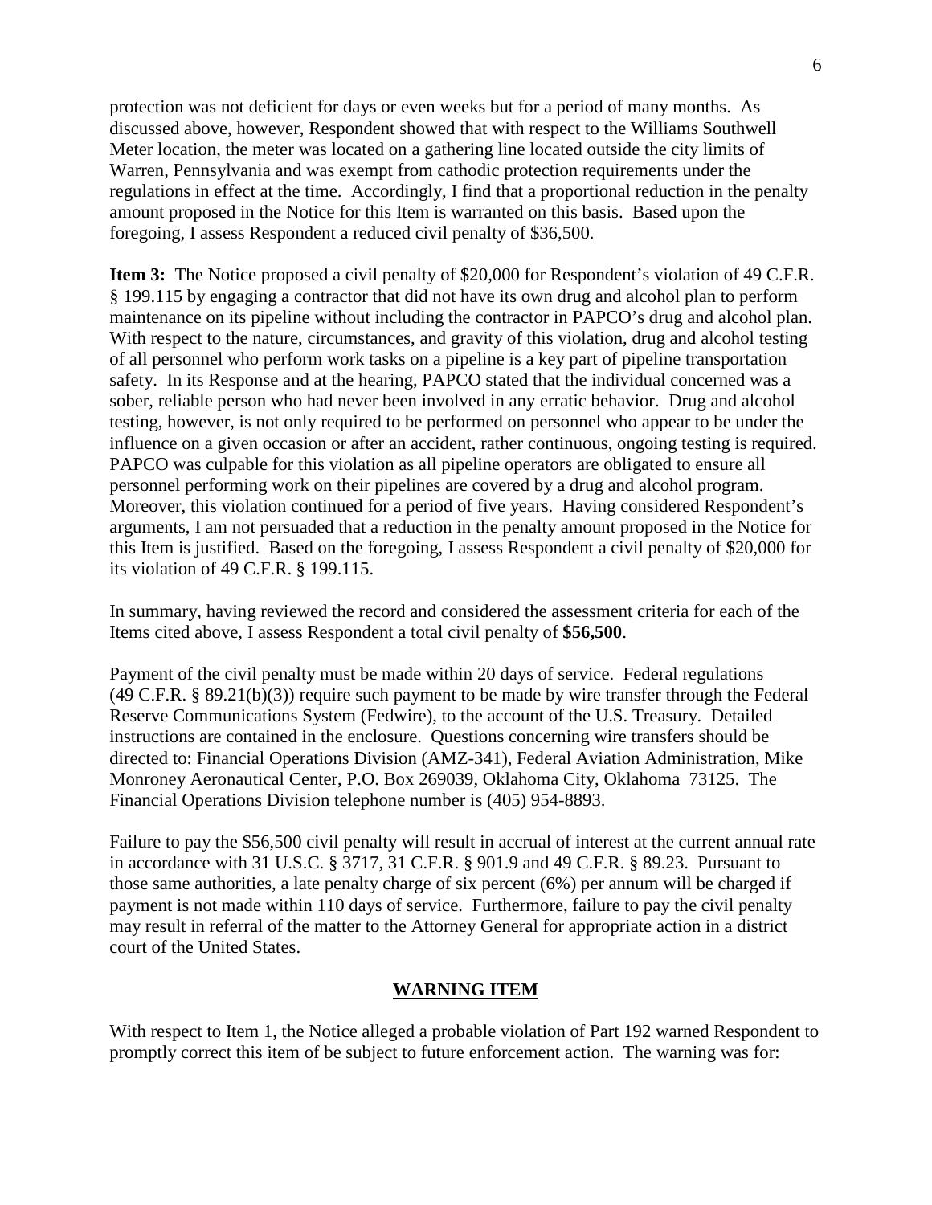protection was not deficient for days or even weeks but for a period of many months. As discussed above, however, Respondent showed that with respect to the Williams Southwell Meter location, the meter was located on a gathering line located outside the city limits of Warren, Pennsylvania and was exempt from cathodic protection requirements under the regulations in effect at the time. Accordingly, I find that a proportional reduction in the penalty amount proposed in the Notice for this Item is warranted on this basis. Based upon the foregoing, I assess Respondent a reduced civil penalty of $36,500.

**Item 3:** The Notice proposed a civil penalty of $20,000 for Respondent's violation of 49 C.F.R. § 199.115 by engaging a contractor that did not have its own drug and alcohol plan to perform maintenance on its pipeline without including the contractor in PAPCO's drug and alcohol plan. With respect to the nature, circumstances, and gravity of this violation, drug and alcohol testing of all personnel who perform work tasks on a pipeline is a key part of pipeline transportation safety. In its Response and at the hearing, PAPCO stated that the individual concerned was a sober, reliable person who had never been involved in any erratic behavior. Drug and alcohol testing, however, is not only required to be performed on personnel who appear to be under the influence on a given occasion or after an accident, rather continuous, ongoing testing is required. PAPCO was culpable for this violation as all pipeline operators are obligated to ensure all personnel performing work on their pipelines are covered by a drug and alcohol program. Moreover, this violation continued for a period of five years. Having considered Respondent's arguments, I am not persuaded that a reduction in the penalty amount proposed in the Notice for this Item is justified. Based on the foregoing, I assess Respondent a civil penalty of $20,000 for its violation of 49 C.F.R. § 199.115.

In summary, having reviewed the record and considered the assessment criteria for each of the Items cited above, I assess Respondent a total civil penalty of **$56,500**.

Payment of the civil penalty must be made within 20 days of service. Federal regulations (49 C.F.R. § 89.21(b)(3)) require such payment to be made by wire transfer through the Federal Reserve Communications System (Fedwire), to the account of the U.S. Treasury. Detailed instructions are contained in the enclosure. Questions concerning wire transfers should be directed to: Financial Operations Division (AMZ-341), Federal Aviation Administration, Mike Monroney Aeronautical Center, P.O. Box 269039, Oklahoma City, Oklahoma 73125. The Financial Operations Division telephone number is (405) 954-8893.

Failure to pay the $56,500 civil penalty will result in accrual of interest at the current annual rate in accordance with 31 U.S.C. § 3717, 31 C.F.R. § 901.9 and 49 C.F.R. § 89.23. Pursuant to those same authorities, a late penalty charge of six percent (6%) per annum will be charged if payment is not made within 110 days of service. Furthermore, failure to pay the civil penalty may result in referral of the matter to the Attorney General for appropriate action in a district court of the United States.

## WARNING ITEM

With respect to Item 1, the Notice alleged a probable violation of Part 192 warned Respondent to promptly correct this item of be subject to future enforcement action. The warning was for: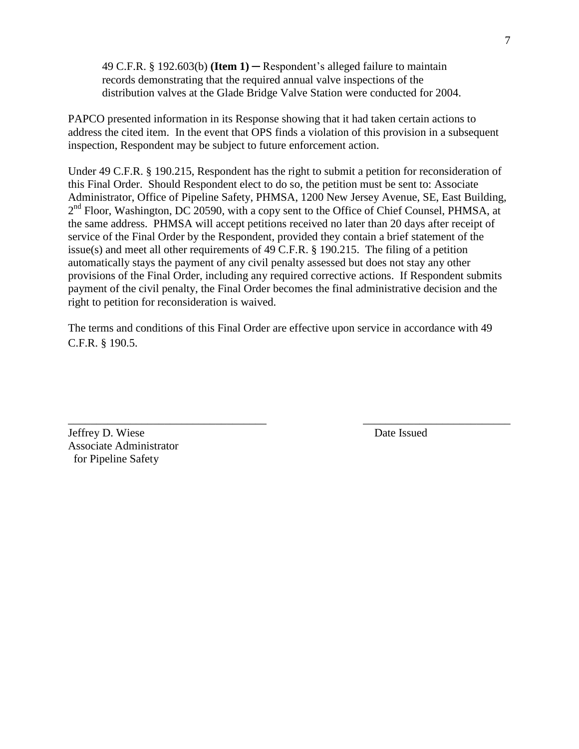49 C.F.R. § 192.603(b) **(Item 1)** ─ Respondent's alleged failure to maintain records demonstrating that the required annual valve inspections of the distribution valves at the Glade Bridge Valve Station were conducted for 2004.

PAPCO presented information in its Response showing that it had taken certain actions to address the cited item. In the event that OPS finds a violation of this provision in a subsequent inspection, Respondent may be subject to future enforcement action.

Under 49 C.F.R. § 190.215, Respondent has the right to submit a petition for reconsideration of this Final Order. Should Respondent elect to do so, the petition must be sent to: Associate Administrator, Office of Pipeline Safety, PHMSA, 1200 New Jersey Avenue, SE, East Building, 2nd Floor, Washington, DC 20590, with a copy sent to the Office of Chief Counsel, PHMSA, at the same address. PHMSA will accept petitions received no later than 20 days after receipt of service of the Final Order by the Respondent, provided they contain a brief statement of the issue(s) and meet all other requirements of 49 C.F.R. § 190.215. The filing of a petition automatically stays the payment of any civil penalty assessed but does not stay any other provisions of the Final Order, including any required corrective actions. If Respondent submits payment of the civil penalty, the Final Order becomes the final administrative decision and the right to petition for reconsideration is waived.

The terms and conditions of this Final Order are effective upon service in accordance with 49 C.F.R. § 190.5.

\_\_\_\_\_\_\_\_\_\_\_\_\_\_\_\_\_\_\_\_\_\_\_\_\_\_\_\_\_\_\_\_\_\_\_ \_\_\_\_\_\_\_\_\_\_\_\_\_\_\_\_\_\_\_\_\_\_\_\_\_\_

Jeffrey D. Wiese
Associate Administrator
for Pipeline Safety

Date Issued